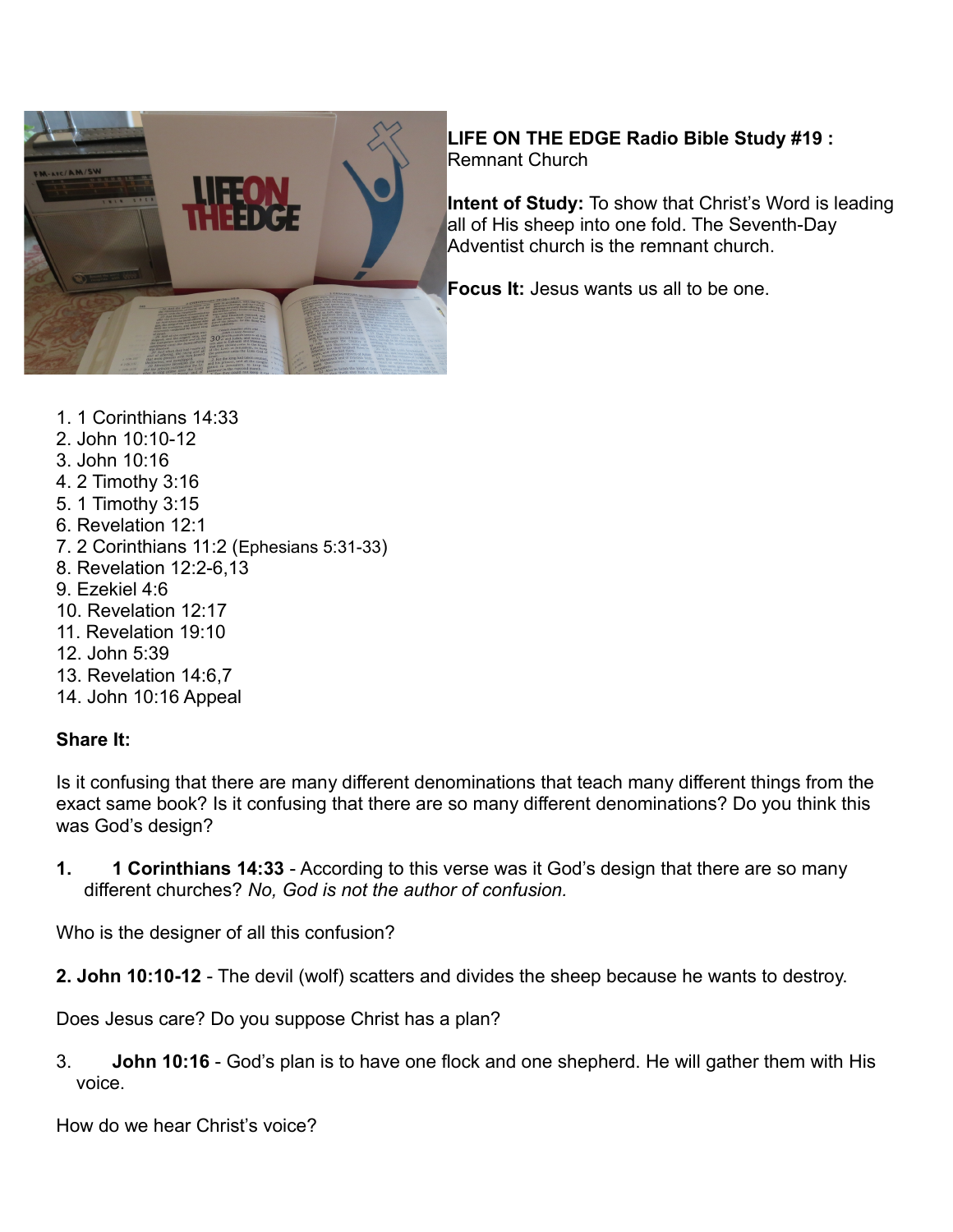**LIFE ON THE EDGE Radio Bible Study #19 :**
Remnant Church

**Intent of Study:** To show that Christ's Word is leading all of His sheep into one fold. The Seventh-Day Adventist church is the remnant church.

**Focus It:** Jesus wants us all to be one.

1. 1 Corinthians 14:33
2. John 10:10-12
3. John 10:16
4. 2 Timothy 3:16
5. 1 Timothy 3:15
6. Revelation 12:1
7. 2 Corinthians 11:2 (Ephesians 5:31-33)
8. Revelation 12:2-6,13
9. Ezekiel 4:6
10. Revelation 12:17
11. Revelation 19:10
12. John 5:39
13. Revelation 14:6,7
14. John 10:16 Appeal

**Share It:**

Is it confusing that there are many different denominations that teach many different things from the exact same book? Is it confusing that there are so many different denominations? Do you think this was God's design?

**1. 1 Corinthians 14:33** - According to this verse was it God's design that there are so many different churches? *No, God is not the author of confusion.*

Who is the designer of all this confusion?

**2. John 10:10-12** - The devil (wolf) scatters and divides the sheep because he wants to destroy.

Does Jesus care? Do you suppose Christ has a plan?

3. **John 10:16** - God's plan is to have one flock and one shepherd. He will gather them with His voice.

How do we hear Christ's voice?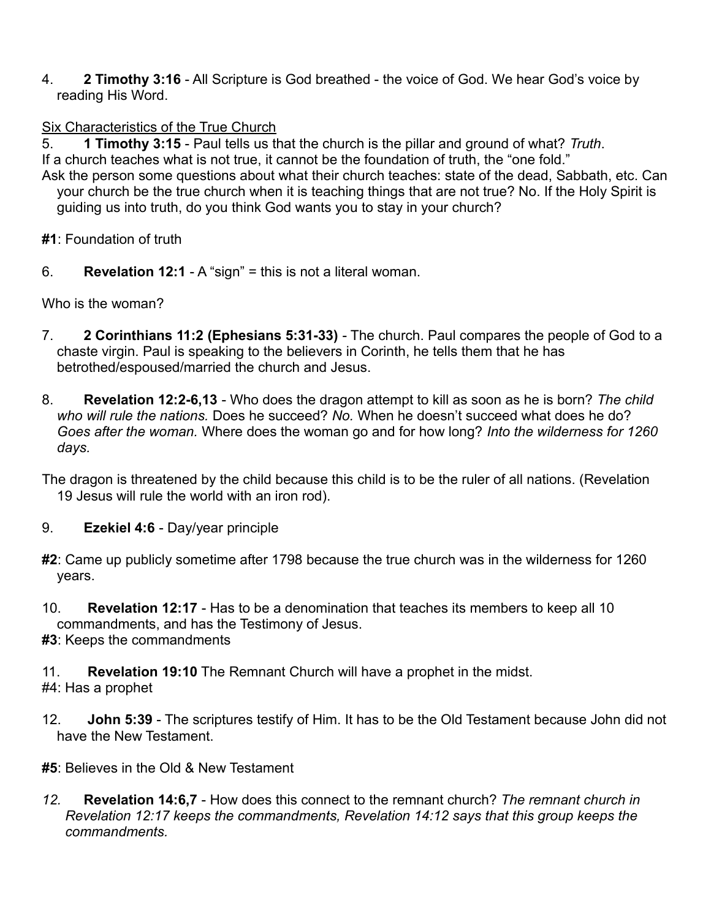4. **2 Timothy 3:16** - All Scripture is God breathed - the voice of God. We hear God's voice by reading His Word.

Six Characteristics of the True Church

5. **1 Timothy 3:15** - Paul tells us that the church is the pillar and ground of what? *Truth*.

If a church teaches what is not true, it cannot be the foundation of truth, the "one fold."

Ask the person some questions about what their church teaches: state of the dead, Sabbath, etc. Can your church be the true church when it is teaching things that are not true? No. If the Holy Spirit is guiding us into truth, do you think God wants you to stay in your church?

**#1**: Foundation of truth

6. **Revelation 12:1** - A "sign" = this is not a literal woman.

Who is the woman?

7. **2 Corinthians 11:2 (Ephesians 5:31-33)** - The church. Paul compares the people of God to a chaste virgin. Paul is speaking to the believers in Corinth, he tells them that he has betrothed/espoused/married the church and Jesus.

8. **Revelation 12:2-6,13** - Who does the dragon attempt to kill as soon as he is born? *The child who will rule the nations.* Does he succeed? *No.* When he doesn't succeed what does he do? *Goes after the woman.* Where does the woman go and for how long? *Into the wilderness for 1260 days.*

The dragon is threatened by the child because this child is to be the ruler of all nations. (Revelation 19 Jesus will rule the world with an iron rod).

9. **Ezekiel 4:6** - Day/year principle

**#2**: Came up publicly sometime after 1798 because the true church was in the wilderness for 1260 years.

10. **Revelation 12:17** - Has to be a denomination that teaches its members to keep all 10 commandments, and has the Testimony of Jesus.

**#3**: Keeps the commandments

11. **Revelation 19:10** The Remnant Church will have a prophet in the midst.

#4: Has a prophet

12. **John 5:39** - The scriptures testify of Him. It has to be the Old Testament because John did not have the New Testament.

**#5**: Believes in the Old & New Testament

*12.* **Revelation 14:6,7** - How does this connect to the remnant church? *The remnant church in Revelation 12:17 keeps the commandments, Revelation 14:12 says that this group keeps the commandments.*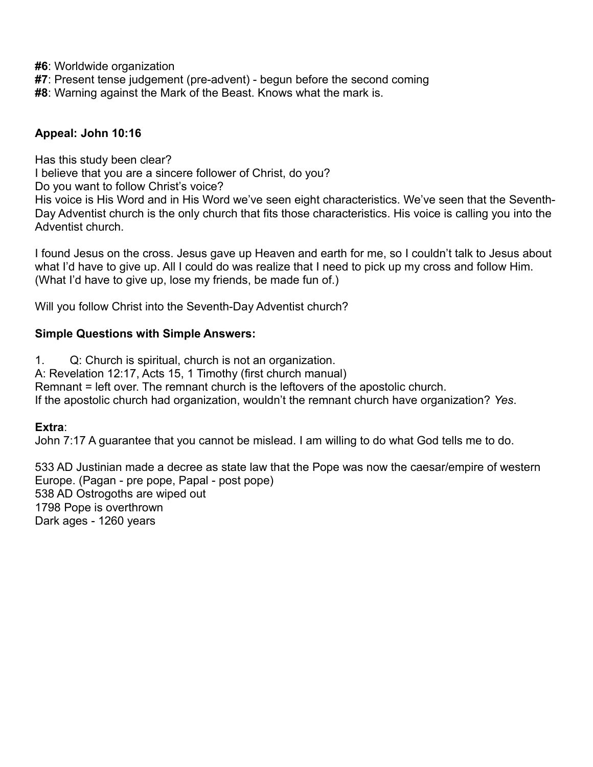**#6**: Worldwide organization
**#7**: Present tense judgement (pre-advent) - begun before the second coming
**#8**: Warning against the Mark of the Beast. Knows what the mark is.

**Appeal: John 10:16**

Has this study been clear?
I believe that you are a sincere follower of Christ, do you?
Do you want to follow Christ's voice?
His voice is His Word and in His Word we've seen eight characteristics. We've seen that the Seventh-Day Adventist church is the only church that fits those characteristics. His voice is calling you into the Adventist church.

I found Jesus on the cross. Jesus gave up Heaven and earth for me, so I couldn't talk to Jesus about what I'd have to give up. All I could do was realize that I need to pick up my cross and follow Him. (What I'd have to give up, lose my friends, be made fun of.)

Will you follow Christ into the Seventh-Day Adventist church?

**Simple Questions with Simple Answers:**

1. Q: Church is spiritual, church is not an organization.
A: Revelation 12:17, Acts 15, 1 Timothy (first church manual)
Remnant = left over. The remnant church is the leftovers of the apostolic church.
If the apostolic church had organization, wouldn't the remnant church have organization? *Yes*.

**Extra**:
John 7:17 A guarantee that you cannot be mislead. I am willing to do what God tells me to do.

533 AD Justinian made a decree as state law that the Pope was now the caesar/empire of western Europe. (Pagan - pre pope, Papal - post pope)
538 AD Ostrogoths are wiped out
1798 Pope is overthrown
Dark ages - 1260 years